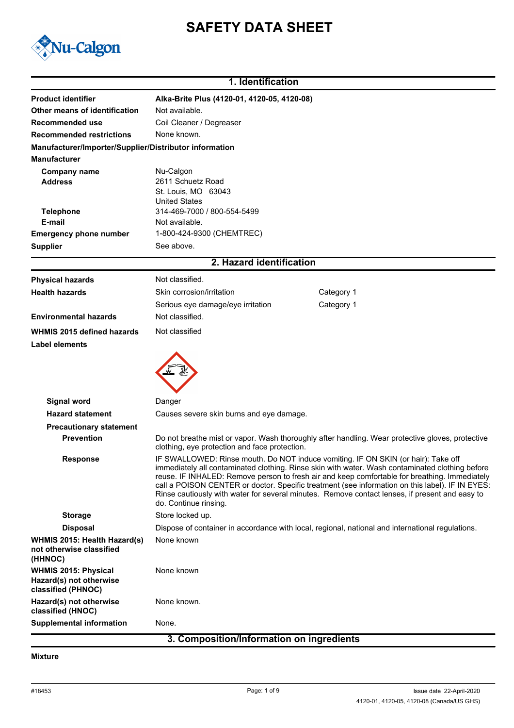# SAFETY DATA SHEET

Nu-Calgon

## 1. Identification

| | |
|---|---|
| **Product identifier** | **Alka-Brite Plus (4120-01, 4120-05, 4120-08)** |
| **Other means of identification** | Not available. |
| **Recommended use** | Coil Cleaner / Degreaser |
| **Recommended restrictions** | None known. |

**Manufacturer/Importer/Supplier/Distributor information**

**Manufacturer**

| | |
|---|---|
| **Company name** | Nu-Calgon |
| **Address** | 2611 Schuetz Road<br>St. Louis, MO 63043<br>United States |
| **Telephone** | 314-469-7000 / 800-554-5499 |
| **E-mail** | Not available. |
| **Emergency phone number** | 1-800-424-9300 (CHEMTREC) |
| **Supplier** | See above. |

## 2. Hazard identification

| | | |
|---|---|---|
| **Physical hazards** | Not classified. | |
| **Health hazards** | Skin corrosion/irritation | Category 1 |
| | Serious eye damage/eye irritation | Category 1 |
| **Environmental hazards** | Not classified. | |
| **WHMIS 2015 defined hazards** | Not classified | |

**Label elements**

**Signal word** Danger

**Hazard statement** Causes severe skin burns and eye damage.

**Precautionary statement**

**Prevention** Do not breathe mist or vapor. Wash thoroughly after handling. Wear protective gloves, protective clothing, eye protection and face protection.

**Response** IF SWALLOWED: Rinse mouth. Do NOT induce vomiting. IF ON SKIN (or hair): Take off immediately all contaminated clothing. Rinse skin with water. Wash contaminated clothing before reuse. IF INHALED: Remove person to fresh air and keep comfortable for breathing. Immediately call a POISON CENTER or doctor. Specific treatment (see information on this label). IF IN EYES: Rinse cautiously with water for several minutes. Remove contact lenses, if present and easy to do. Continue rinsing.

**Storage** Store locked up.

**Disposal** Dispose of container in accordance with local, regional, national and international regulations.

**WHMIS 2015: Health Hazard(s) not otherwise classified (HHNOC)** None known

**WHMIS 2015: Physical Hazard(s) not otherwise classified (PHNOC)** None known

**Hazard(s) not otherwise classified (HNOC)** None known.

**Supplemental information** None.

## 3. Composition/Information on ingredients

**Mixture**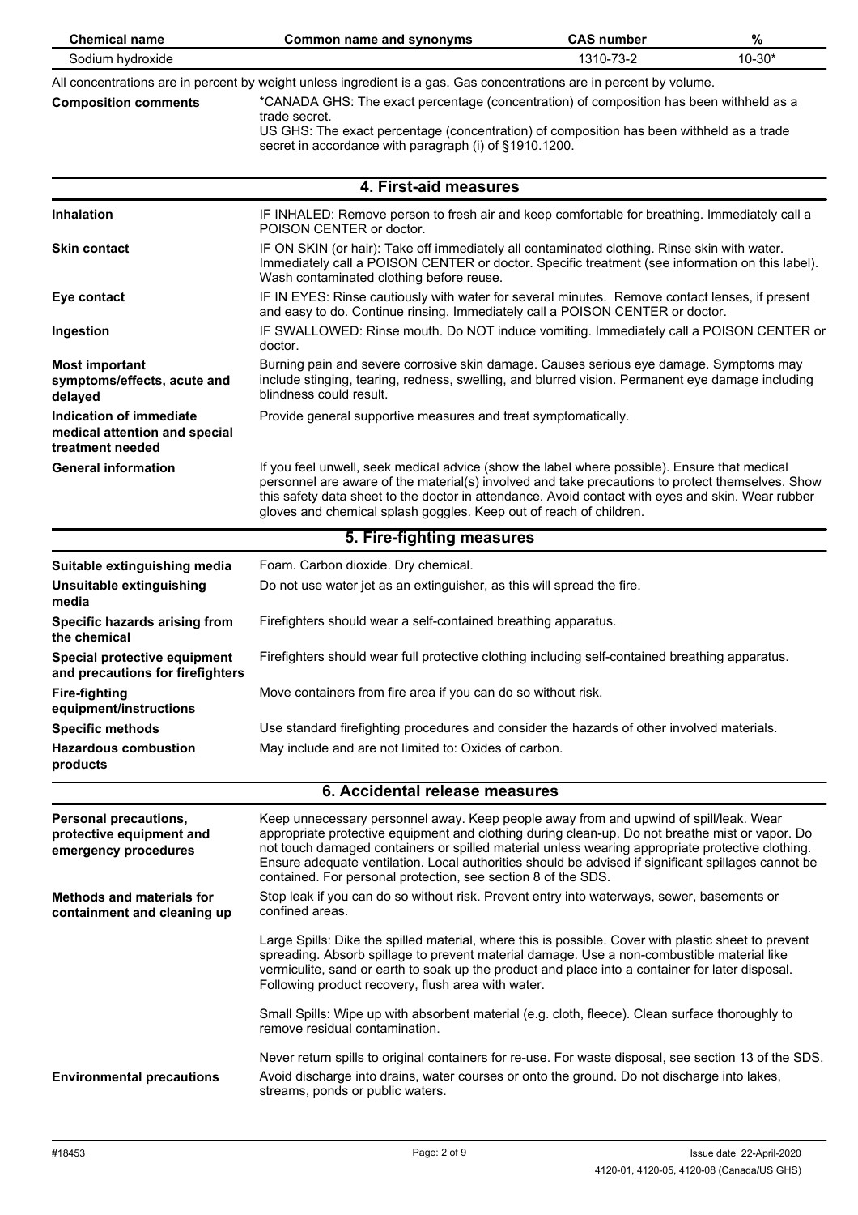| Chemical name | Common name and synonyms | CAS number | % |
|---|---|---|---|
| Sodium hydroxide | | 1310-73-2 | 10-30* |

All concentrations are in percent by weight unless ingredient is a gas. Gas concentrations are in percent by volume.

| | |
|---|---|
| **Composition comments** | *CANADA GHS: The exact percentage (concentration) of composition has been withheld as a trade secret.<br>US GHS: The exact percentage (concentration) of composition has been withheld as a trade secret in accordance with paragraph (i) of §1910.1200. |

## 4. First-aid measures

| | |
|---|---|
| **Inhalation** | IF INHALED: Remove person to fresh air and keep comfortable for breathing. Immediately call a POISON CENTER or doctor. |
| **Skin contact** | IF ON SKIN (or hair): Take off immediately all contaminated clothing. Rinse skin with water. Immediately call a POISON CENTER or doctor. Specific treatment (see information on this label). Wash contaminated clothing before reuse. |
| **Eye contact** | IF IN EYES: Rinse cautiously with water for several minutes. Remove contact lenses, if present and easy to do. Continue rinsing. Immediately call a POISON CENTER or doctor. |
| **Ingestion** | IF SWALLOWED: Rinse mouth. Do NOT induce vomiting. Immediately call a POISON CENTER or doctor. |
| **Most important symptoms/effects, acute and delayed** | Burning pain and severe corrosive skin damage. Causes serious eye damage. Symptoms may include stinging, tearing, redness, swelling, and blurred vision. Permanent eye damage including blindness could result. |
| **Indication of immediate medical attention and special treatment needed** | Provide general supportive measures and treat symptomatically. |
| **General information** | If you feel unwell, seek medical advice (show the label where possible). Ensure that medical personnel are aware of the material(s) involved and take precautions to protect themselves. Show this safety data sheet to the doctor in attendance. Avoid contact with eyes and skin. Wear rubber gloves and chemical splash goggles. Keep out of reach of children. |

## 5. Fire-fighting measures

| | |
|---|---|
| **Suitable extinguishing media** | Foam. Carbon dioxide. Dry chemical. |
| **Unsuitable extinguishing media** | Do not use water jet as an extinguisher, as this will spread the fire. |
| **Specific hazards arising from the chemical** | Firefighters should wear a self-contained breathing apparatus. |
| **Special protective equipment and precautions for firefighters** | Firefighters should wear full protective clothing including self-contained breathing apparatus. |
| **Fire-fighting equipment/instructions** | Move containers from fire area if you can do so without risk. |
| **Specific methods** | Use standard firefighting procedures and consider the hazards of other involved materials. |
| **Hazardous combustion products** | May include and are not limited to: Oxides of carbon. |

## 6. Accidental release measures

| | |
|---|---|
| **Personal precautions, protective equipment and emergency procedures** | Keep unnecessary personnel away. Keep people away from and upwind of spill/leak. Wear appropriate protective equipment and clothing during clean-up. Do not breathe mist or vapor. Do not touch damaged containers or spilled material unless wearing appropriate protective clothing. Ensure adequate ventilation. Local authorities should be advised if significant spillages cannot be contained. For personal protection, see section 8 of the SDS. |
| **Methods and materials for containment and cleaning up** | Stop leak if you can do so without risk. Prevent entry into waterways, sewer, basements or confined areas.<br><br>Large Spills: Dike the spilled material, where this is possible. Cover with plastic sheet to prevent spreading. Absorb spillage to prevent material damage. Use a non-combustible material like vermiculite, sand or earth to soak up the product and place into a container for later disposal. Following product recovery, flush area with water.<br><br>Small Spills: Wipe up with absorbent material (e.g. cloth, fleece). Clean surface thoroughly to remove residual contamination.<br><br>Never return spills to original containers for re-use. For waste disposal, see section 13 of the SDS. |
| **Environmental precautions** | Avoid discharge into drains, water courses or onto the ground. Do not discharge into lakes, streams, ponds or public waters. |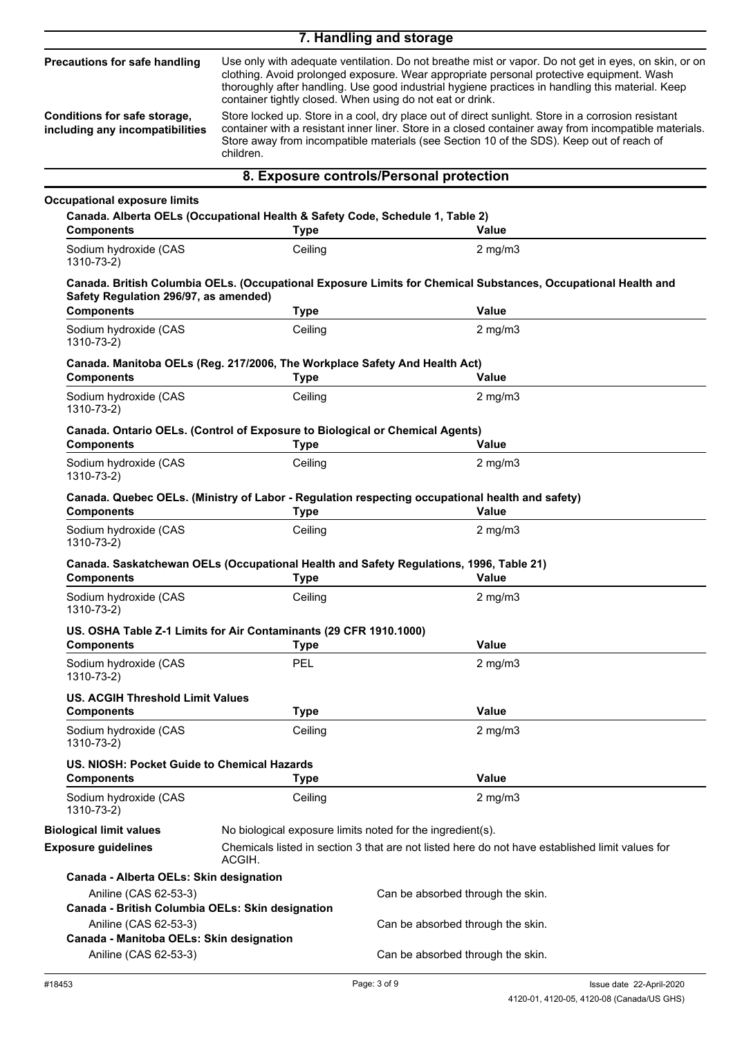## 7. Handling and storage

**Precautions for safe handling**

Use only with adequate ventilation. Do not breathe mist or vapor. Do not get in eyes, on skin, or on clothing. Avoid prolonged exposure. Wear appropriate personal protective equipment. Wash thoroughly after handling. Use good industrial hygiene practices in handling this material. Keep container tightly closed. When using do not eat or drink.

**Conditions for safe storage, including any incompatibilities**

Store locked up. Store in a cool, dry place out of direct sunlight. Store in a corrosion resistant container with a resistant inner liner. Store in a closed container away from incompatible materials. Store away from incompatible materials (see Section 10 of the SDS). Keep out of reach of children.

## 8. Exposure controls/Personal protection

**Occupational exposure limits**

**Canada. Alberta OELs (Occupational Health & Safety Code, Schedule 1, Table 2)**

| Components | Type | Value |
|---|---|---|
| Sodium hydroxide (CAS 1310-73-2) | Ceiling | 2 mg/m3 |

**Canada. British Columbia OELs. (Occupational Exposure Limits for Chemical Substances, Occupational Health and Safety Regulation 296/97, as amended)**

| Components | Type | Value |
|---|---|---|
| Sodium hydroxide (CAS 1310-73-2) | Ceiling | 2 mg/m3 |

**Canada. Manitoba OELs (Reg. 217/2006, The Workplace Safety And Health Act)**

| Components | Type | Value |
|---|---|---|
| Sodium hydroxide (CAS 1310-73-2) | Ceiling | 2 mg/m3 |

**Canada. Ontario OELs. (Control of Exposure to Biological or Chemical Agents)**

| Components | Type | Value |
|---|---|---|
| Sodium hydroxide (CAS 1310-73-2) | Ceiling | 2 mg/m3 |

**Canada. Quebec OELs. (Ministry of Labor - Regulation respecting occupational health and safety)**

| Components | Type | Value |
|---|---|---|
| Sodium hydroxide (CAS 1310-73-2) | Ceiling | 2 mg/m3 |

**Canada. Saskatchewan OELs (Occupational Health and Safety Regulations, 1996, Table 21)**

| Components | Type | Value |
|---|---|---|
| Sodium hydroxide (CAS 1310-73-2) | Ceiling | 2 mg/m3 |

**US. OSHA Table Z-1 Limits for Air Contaminants (29 CFR 1910.1000)**

| Components | Type | Value |
|---|---|---|
| Sodium hydroxide (CAS 1310-73-2) | PEL | 2 mg/m3 |

**US. ACGIH Threshold Limit Values**

| Components | Type | Value |
|---|---|---|
| Sodium hydroxide (CAS 1310-73-2) | Ceiling | 2 mg/m3 |

**US. NIOSH: Pocket Guide to Chemical Hazards**

| Components | Type | Value |
|---|---|---|
| Sodium hydroxide (CAS 1310-73-2) | Ceiling | 2 mg/m3 |

**Biological limit values**

No biological exposure limits noted for the ingredient(s).

**Exposure guidelines**

Chemicals listed in section 3 that are not listed here do not have established limit values for ACGIH.

**Canada - Alberta OELs: Skin designation**

Aniline (CAS 62-53-3) — Can be absorbed through the skin.

**Canada - British Columbia OELs: Skin designation**

Aniline (CAS 62-53-3) — Can be absorbed through the skin.

**Canada - Manitoba OELs: Skin designation**

Aniline (CAS 62-53-3) — Can be absorbed through the skin.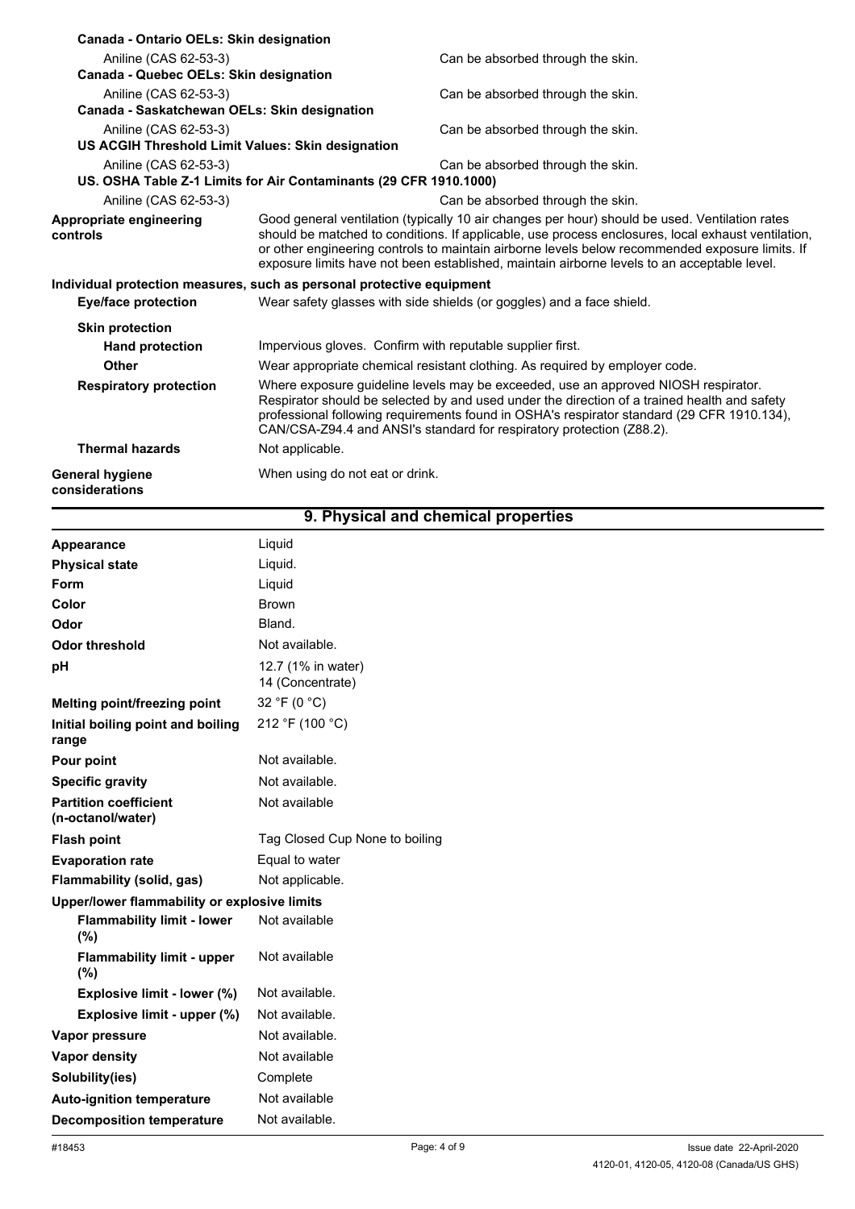**Canada - Ontario OELs: Skin designation**

| | |
|---|---|
| Aniline (CAS 62-53-3) | Can be absorbed through the skin. |

**Canada - Quebec OELs: Skin designation**

| | |
|---|---|
| Aniline (CAS 62-53-3) | Can be absorbed through the skin. |

**Canada - Saskatchewan OELs: Skin designation**

| | |
|---|---|
| Aniline (CAS 62-53-3) | Can be absorbed through the skin. |

**US ACGIH Threshold Limit Values: Skin designation**

| | |
|---|---|
| Aniline (CAS 62-53-3) | Can be absorbed through the skin. |

**US. OSHA Table Z-1 Limits for Air Contaminants (29 CFR 1910.1000)**

| | |
|---|---|
| Aniline (CAS 62-53-3) | Can be absorbed through the skin. |

**Appropriate engineering controls**

Good general ventilation (typically 10 air changes per hour) should be used. Ventilation rates should be matched to conditions. If applicable, use process enclosures, local exhaust ventilation, or other engineering controls to maintain airborne levels below recommended exposure limits. If exposure limits have not been established, maintain airborne levels to an acceptable level.

**Individual protection measures, such as personal protective equipment**

| | |
|---|---|
| **Eye/face protection** | Wear safety glasses with side shields (or goggles) and a face shield. |
| **Skin protection** | |
| **Hand protection** | Impervious gloves. Confirm with reputable supplier first. |
| **Other** | Wear appropriate chemical resistant clothing. As required by employer code. |
| **Respiratory protection** | Where exposure guideline levels may be exceeded, use an approved NIOSH respirator. Respirator should be selected by and used under the direction of a trained health and safety professional following requirements found in OSHA's respirator standard (29 CFR 1910.134), CAN/CSA-Z94.4 and ANSI's standard for respiratory protection (Z88.2). |
| **Thermal hazards** | Not applicable. |
| **General hygiene considerations** | When using do not eat or drink. |

## 9. Physical and chemical properties

| | |
|---|---|
| **Appearance** | Liquid |
| **Physical state** | Liquid. |
| **Form** | Liquid |
| **Color** | Brown |
| **Odor** | Bland. |
| **Odor threshold** | Not available. |
| **pH** | 12.7 (1% in water)<br>14 (Concentrate) |
| **Melting point/freezing point** | 32 °F (0 °C) |
| **Initial boiling point and boiling range** | 212 °F (100 °C) |
| **Pour point** | Not available. |
| **Specific gravity** | Not available. |
| **Partition coefficient (n-octanol/water)** | Not available |
| **Flash point** | Tag Closed Cup None to boiling |
| **Evaporation rate** | Equal to water |
| **Flammability (solid, gas)** | Not applicable. |
| **Upper/lower flammability or explosive limits** | |
| **Flammability limit - lower (%)** | Not available |
| **Flammability limit - upper (%)** | Not available |
| **Explosive limit - lower (%)** | Not available. |
| **Explosive limit - upper (%)** | Not available. |
| **Vapor pressure** | Not available. |
| **Vapor density** | Not available |
| **Solubility(ies)** | Complete |
| **Auto-ignition temperature** | Not available |
| **Decomposition temperature** | Not available. |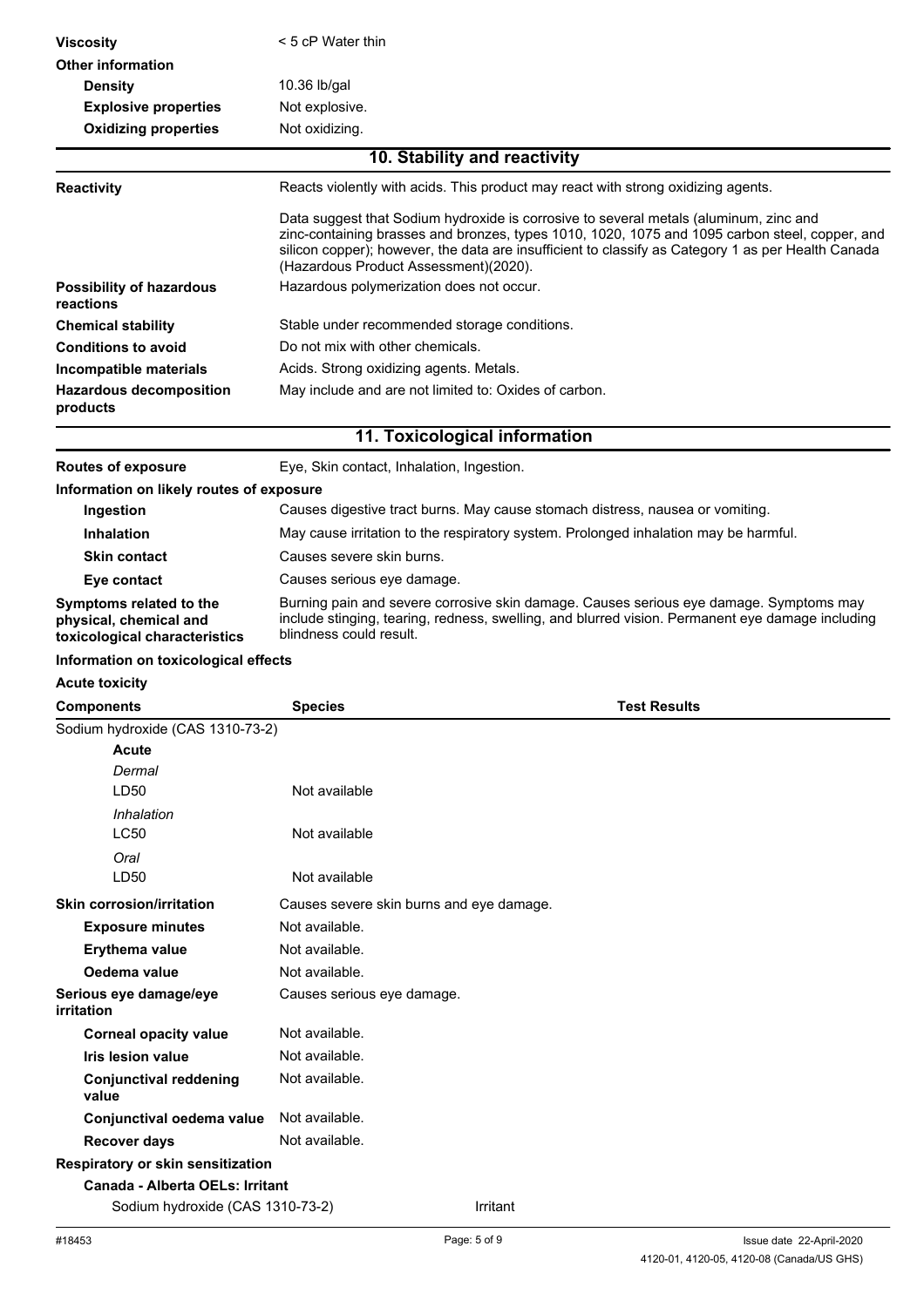| | |
|---|---|
| **Viscosity** | < 5 cP Water thin |
| **Other information** | |
| **Density** | 10.36 lb/gal |
| **Explosive properties** | Not explosive. |
| **Oxidizing properties** | Not oxidizing. |

## 10. Stability and reactivity

| | |
|---|---|
| **Reactivity** | Reacts violently with acids. This product may react with strong oxidizing agents. |
| | Data suggest that Sodium hydroxide is corrosive to several metals (aluminum, zinc and zinc-containing brasses and bronzes, types 1010, 1020, 1075 and 1095 carbon steel, copper, and silicon copper); however, the data are insufficient to classify as Category 1 as per Health Canada (Hazardous Product Assessment)(2020). |
| **Possibility of hazardous reactions** | Hazardous polymerization does not occur. |
| **Chemical stability** | Stable under recommended storage conditions. |
| **Conditions to avoid** | Do not mix with other chemicals. |
| **Incompatible materials** | Acids. Strong oxidizing agents. Metals. |
| **Hazardous decomposition products** | May include and are not limited to: Oxides of carbon. |

## 11. Toxicological information

| | |
|---|---|
| **Routes of exposure** | Eye, Skin contact, Inhalation, Ingestion. |
| **Information on likely routes of exposure** | |
| **Ingestion** | Causes digestive tract burns. May cause stomach distress, nausea or vomiting. |
| **Inhalation** | May cause irritation to the respiratory system. Prolonged inhalation may be harmful. |
| **Skin contact** | Causes severe skin burns. |
| **Eye contact** | Causes serious eye damage. |
| **Symptoms related to the physical, chemical and toxicological characteristics** | Burning pain and severe corrosive skin damage. Causes serious eye damage. Symptoms may include stinging, tearing, redness, swelling, and blurred vision. Permanent eye damage including blindness could result. |

**Information on toxicological effects**

**Acute toxicity**

| Components | Species | Test Results |
|---|---|---|
| Sodium hydroxide (CAS 1310-73-2) | | |
| **Acute** | | |
| *Dermal* | | |
| LD50 | Not available | |
| *Inhalation* | | |
| LC50 | Not available | |
| *Oral* | | |
| LD50 | Not available | |

| | |
|---|---|
| **Skin corrosion/irritation** | Causes severe skin burns and eye damage. |
| **Exposure minutes** | Not available. |
| **Erythema value** | Not available. |
| **Oedema value** | Not available. |
| **Serious eye damage/eye irritation** | Causes serious eye damage. |
| **Corneal opacity value** | Not available. |
| **Iris lesion value** | Not available. |
| **Conjunctival reddening value** | Not available. |
| **Conjunctival oedema value** | Not available. |
| **Recover days** | Not available. |

**Respiratory or skin sensitization**

**Canada - Alberta OELs: Irritant**

| | |
|---|---|
| Sodium hydroxide (CAS 1310-73-2) | Irritant |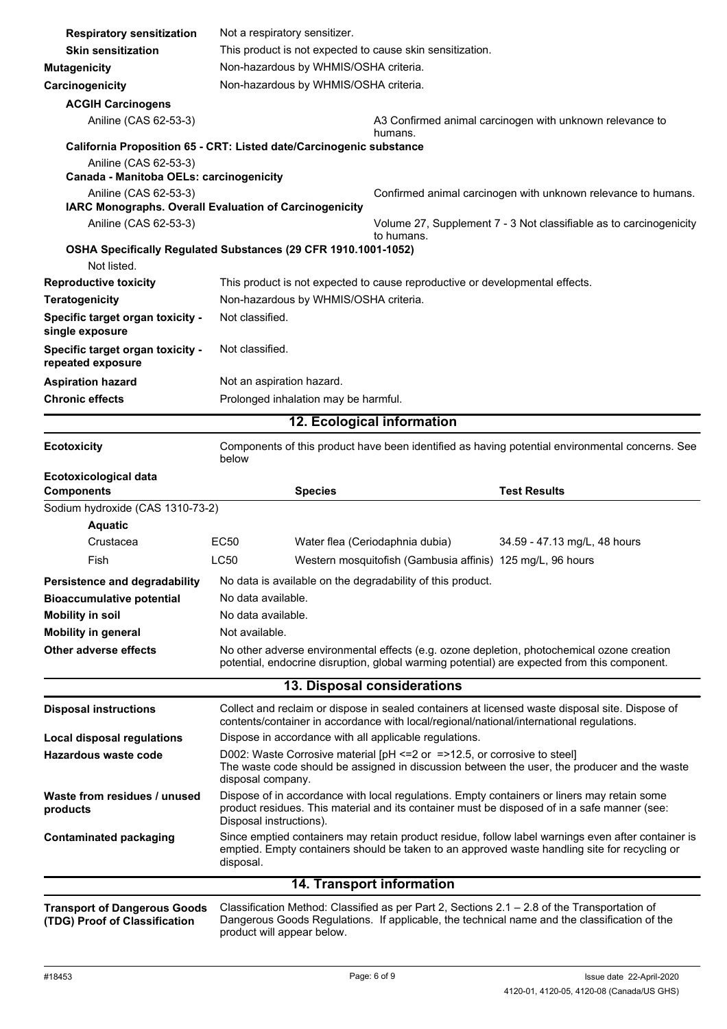**Respiratory sensitization** Not a respiratory sensitizer.

**Skin sensitization** This product is not expected to cause skin sensitization.

**Mutagenicity** Non-hazardous by WHMIS/OSHA criteria.

**Carcinogenicity** Non-hazardous by WHMIS/OSHA criteria.

**ACGIH Carcinogens**

Aniline (CAS 62-53-3) A3 Confirmed animal carcinogen with unknown relevance to humans.

**California Proposition 65 - CRT: Listed date/Carcinogenic substance**

Aniline (CAS 62-53-3)

**Canada - Manitoba OELs: carcinogenicity**

Aniline (CAS 62-53-3) Confirmed animal carcinogen with unknown relevance to humans.

**IARC Monographs. Overall Evaluation of Carcinogenicity**

Aniline (CAS 62-53-3) Volume 27, Supplement 7 - 3 Not classifiable as to carcinogenicity to humans.

**OSHA Specifically Regulated Substances (29 CFR 1910.1001-1052)**

Not listed.

**Reproductive toxicity** This product is not expected to cause reproductive or developmental effects.

**Teratogenicity** Non-hazardous by WHMIS/OSHA criteria.

**Specific target organ toxicity - single exposure** Not classified.

**Specific target organ toxicity - repeated exposure** Not classified.

**Aspiration hazard** Not an aspiration hazard.

**Chronic effects** Prolonged inhalation may be harmful.

## 12. Ecological information

**Ecotoxicity** Components of this product have been identified as having potential environmental concerns. See below

**Ecotoxicological data**

| Components | | Species | Test Results |
|---|---|---|---|
| Sodium hydroxide (CAS 1310-73-2) | | | |
| **Aquatic** | | | |
| Crustacea | EC50 | Water flea (Ceriodaphnia dubia) | 34.59 - 47.13 mg/L, 48 hours |
| Fish | LC50 | Western mosquitofish (Gambusia affinis) | 125 mg/L, 96 hours |

**Persistence and degradability** No data is available on the degradability of this product.

**Bioaccumulative potential** No data available.

**Mobility in soil** No data available.

**Mobility in general** Not available.

**Other adverse effects** No other adverse environmental effects (e.g. ozone depletion, photochemical ozone creation potential, endocrine disruption, global warming potential) are expected from this component.

## 13. Disposal considerations

**Disposal instructions** Collect and reclaim or dispose in sealed containers at licensed waste disposal site. Dispose of contents/container in accordance with local/regional/national/international regulations.

**Local disposal regulations** Dispose in accordance with all applicable regulations.

**Hazardous waste code** D002: Waste Corrosive material [pH <=2 or =>12.5, or corrosive to steel]
The waste code should be assigned in discussion between the user, the producer and the waste disposal company.

**Waste from residues / unused products** Dispose of in accordance with local regulations. Empty containers or liners may retain some product residues. This material and its container must be disposed of in a safe manner (see: Disposal instructions).

**Contaminated packaging** Since emptied containers may retain product residue, follow label warnings even after container is emptied. Empty containers should be taken to an approved waste handling site for recycling or disposal.

## 14. Transport information

**Transport of Dangerous Goods (TDG) Proof of Classification** Classification Method: Classified as per Part 2, Sections 2.1 – 2.8 of the Transportation of Dangerous Goods Regulations. If applicable, the technical name and the classification of the product will appear below.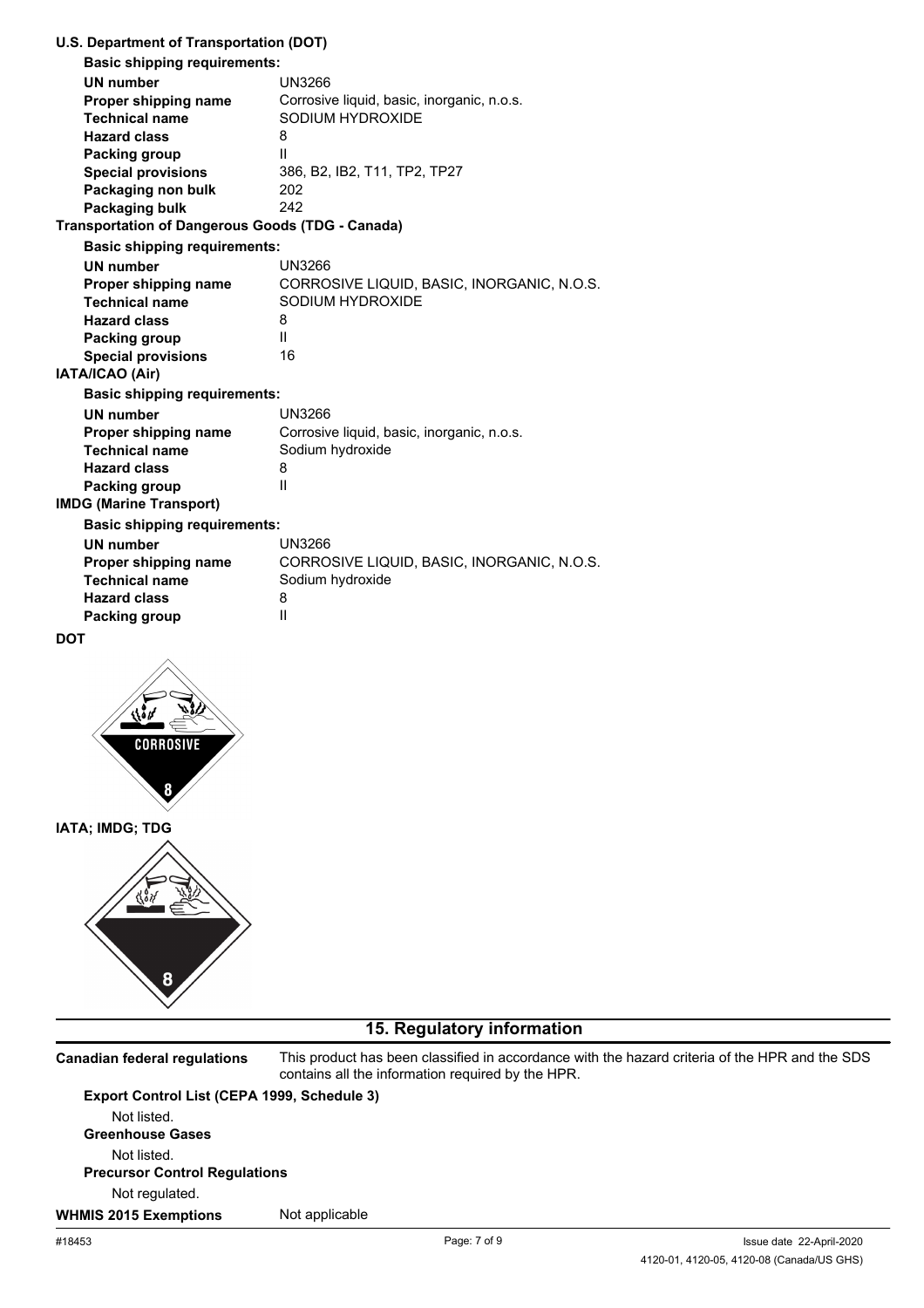**U.S. Department of Transportation (DOT)**

**Basic shipping requirements:**

| | |
|---|---|
| **UN number** | UN3266 |
| **Proper shipping name** | Corrosive liquid, basic, inorganic, n.o.s. |
| **Technical name** | SODIUM HYDROXIDE |
| **Hazard class** | 8 |
| **Packing group** | II |
| **Special provisions** | 386, B2, IB2, T11, TP2, TP27 |
| **Packaging non bulk** | 202 |
| **Packaging bulk** | 242 |

**Transportation of Dangerous Goods (TDG - Canada)**

**Basic shipping requirements:**

| | |
|---|---|
| **UN number** | UN3266 |
| **Proper shipping name** | CORROSIVE LIQUID, BASIC, INORGANIC, N.O.S. |
| **Technical name** | SODIUM HYDROXIDE |
| **Hazard class** | 8 |
| **Packing group** | II |
| **Special provisions** | 16 |

**IATA/ICAO (Air)**

**Basic shipping requirements:**

| | |
|---|---|
| **UN number** | UN3266 |
| **Proper shipping name** | Corrosive liquid, basic, inorganic, n.o.s. |
| **Technical name** | Sodium hydroxide |
| **Hazard class** | 8 |
| **Packing group** | II |

**IMDG (Marine Transport)**

**Basic shipping requirements:**

| | |
|---|---|
| **UN number** | UN3266 |
| **Proper shipping name** | CORROSIVE LIQUID, BASIC, INORGANIC, N.O.S. |
| **Technical name** | Sodium hydroxide |
| **Hazard class** | 8 |
| **Packing group** | II |

**DOT**

CORROSIVE

8

**IATA; IMDG; TDG**

8

## 15. Regulatory information

**Canadian federal regulations** This product has been classified in accordance with the hazard criteria of the HPR and the SDS contains all the information required by the HPR.

**Export Control List (CEPA 1999, Schedule 3)**

Not listed.

**Greenhouse Gases**

Not listed.

**Precursor Control Regulations**

Not regulated.

**WHMIS 2015 Exemptions** Not applicable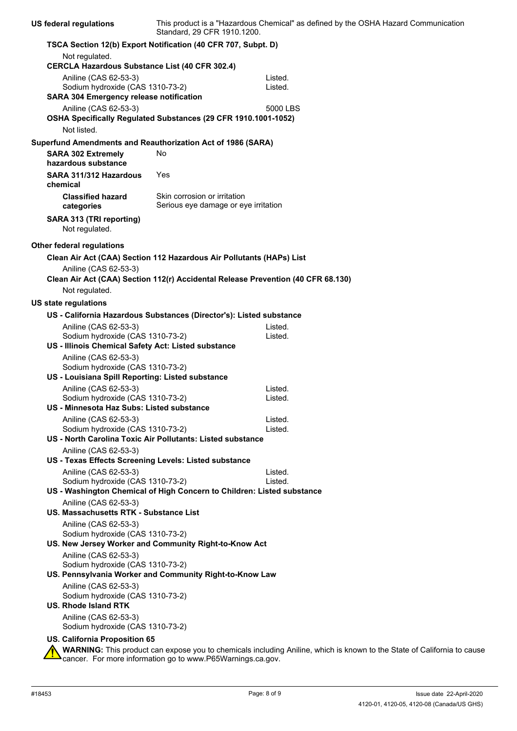**US federal regulations** This product is a "Hazardous Chemical" as defined by the OSHA Hazard Communication Standard, 29 CFR 1910.1200.

**TSCA Section 12(b) Export Notification (40 CFR 707, Subpt. D)**

Not regulated.

**CERCLA Hazardous Substance List (40 CFR 302.4)**

| | |
|---|---|
| Aniline (CAS 62-53-3) | Listed. |
| Sodium hydroxide (CAS 1310-73-2) | Listed. |

**SARA 304 Emergency release notification**

| | |
|---|---|
| Aniline (CAS 62-53-3) | 5000 LBS |

**OSHA Specifically Regulated Substances (29 CFR 1910.1001-1052)**

Not listed.

**Superfund Amendments and Reauthorization Act of 1986 (SARA)**

**SARA 302 Extremely hazardous substance** No

**SARA 311/312 Hazardous chemical** Yes

**Classified hazard categories** Skin corrosion or irritation
Serious eye damage or eye irritation

**SARA 313 (TRI reporting)**

Not regulated.

**Other federal regulations**

**Clean Air Act (CAA) Section 112 Hazardous Air Pollutants (HAPs) List**

Aniline (CAS 62-53-3)

**Clean Air Act (CAA) Section 112(r) Accidental Release Prevention (40 CFR 68.130)**

Not regulated.

**US state regulations**

**US - California Hazardous Substances (Director's): Listed substance**

| | |
|---|---|
| Aniline (CAS 62-53-3) | Listed. |
| Sodium hydroxide (CAS 1310-73-2) | Listed. |

**US - Illinois Chemical Safety Act: Listed substance**

Aniline (CAS 62-53-3)
Sodium hydroxide (CAS 1310-73-2)

**US - Louisiana Spill Reporting: Listed substance**

| | |
|---|---|
| Aniline (CAS 62-53-3) | Listed. |
| Sodium hydroxide (CAS 1310-73-2) | Listed. |

**US - Minnesota Haz Subs: Listed substance**

| | |
|---|---|
| Aniline (CAS 62-53-3) | Listed. |
| Sodium hydroxide (CAS 1310-73-2) | Listed. |

**US - North Carolina Toxic Air Pollutants: Listed substance**

Aniline (CAS 62-53-3)

**US - Texas Effects Screening Levels: Listed substance**

| | |
|---|---|
| Aniline (CAS 62-53-3) | Listed. |
| Sodium hydroxide (CAS 1310-73-2) | Listed. |

**US - Washington Chemical of High Concern to Children: Listed substance**

Aniline (CAS 62-53-3)

**US. Massachusetts RTK - Substance List**

Aniline (CAS 62-53-3)
Sodium hydroxide (CAS 1310-73-2)

**US. New Jersey Worker and Community Right-to-Know Act**

Aniline (CAS 62-53-3)
Sodium hydroxide (CAS 1310-73-2)

**US. Pennsylvania Worker and Community Right-to-Know Law**

Aniline (CAS 62-53-3)
Sodium hydroxide (CAS 1310-73-2)

**US. Rhode Island RTK**

Aniline (CAS 62-53-3)
Sodium hydroxide (CAS 1310-73-2)

**US. California Proposition 65**

**WARNING:** This product can expose you to chemicals including Aniline, which is known to the State of California to cause cancer. For more information go to www.P65Warnings.ca.gov.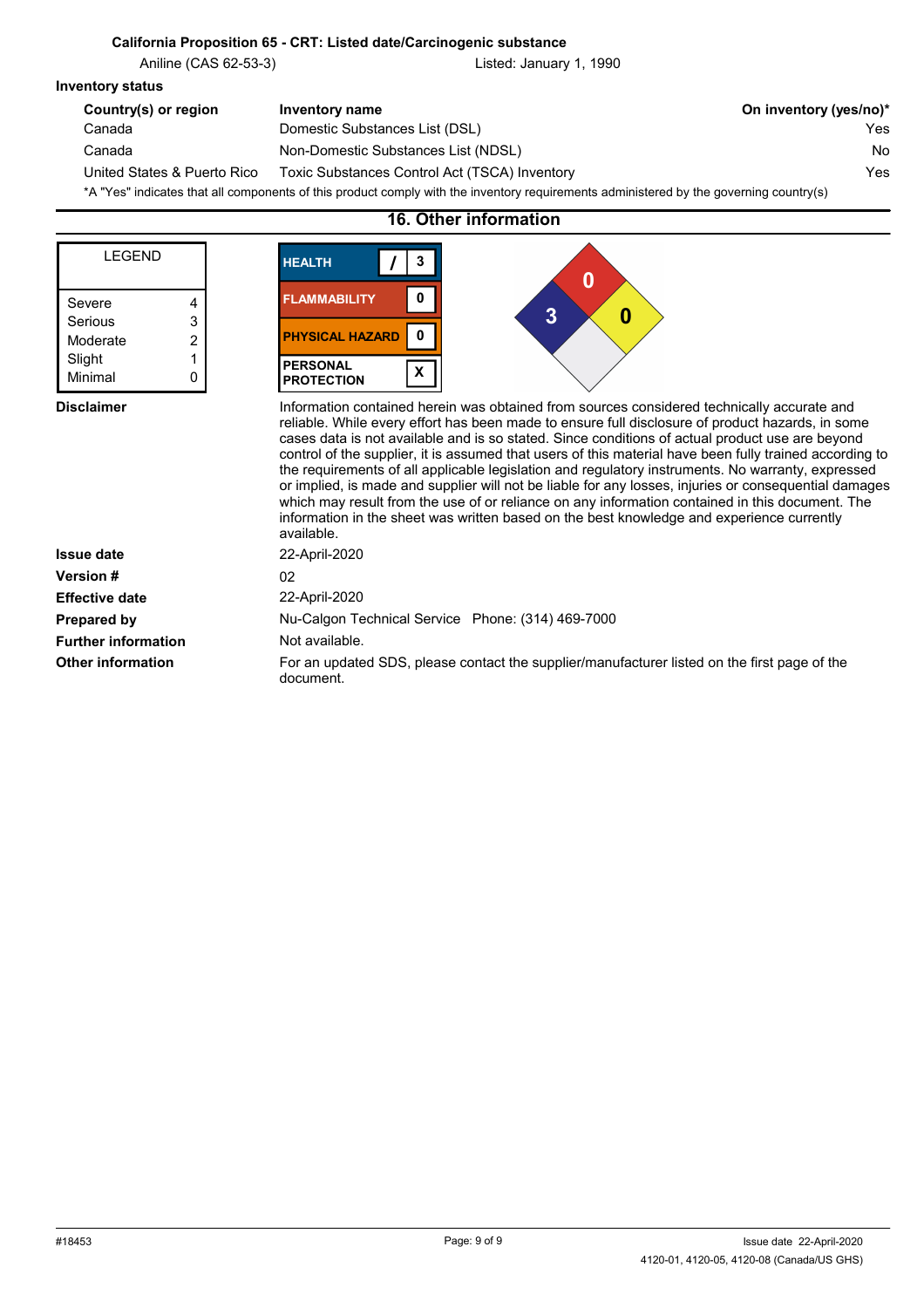**California Proposition 65 - CRT: Listed date/Carcinogenic substance**

| | |
|---|---|
| Aniline (CAS 62-53-3) | Listed: January 1, 1990 |

**Inventory status**

| Country(s) or region | Inventory name | On inventory (yes/no)* |
|---|---|---|
| Canada | Domestic Substances List (DSL) | Yes |
| Canada | Non-Domestic Substances List (NDSL) | No |
| United States & Puerto Rico | Toxic Substances Control Act (TSCA) Inventory | Yes |

*A "Yes" indicates that all components of this product comply with the inventory requirements administered by the governing country(s)

## 16. Other information

| LEGEND | |
|---|---|
| Severe | 4 |
| Serious | 3 |
| Moderate | 2 |
| Slight | 1 |
| Minimal | 0 |

| | |
|---|---|
| HEALTH | / 3 |
| FLAMMABILITY | 0 |
| PHYSICAL HAZARD | 0 |
| PERSONAL PROTECTION | X |

0

3

0

**Disclaimer**

Information contained herein was obtained from sources considered technically accurate and reliable. While every effort has been made to ensure full disclosure of product hazards, in some cases data is not available and is so stated. Since conditions of actual product use are beyond control of the supplier, it is assumed that users of this material have been fully trained according to the requirements of all applicable legislation and regulatory instruments. No warranty, expressed or implied, is made and supplier will not be liable for any losses, injuries or consequential damages which may result from the use of or reliance on any information contained in this document. The information in the sheet was written based on the best knowledge and experience currently available.

**Issue date** 22-April-2020

**Version #** 02

**Effective date** 22-April-2020

**Prepared by** Nu-Calgon Technical Service Phone: (314) 469-7000

**Further information** Not available.

**Other information** For an updated SDS, please contact the supplier/manufacturer listed on the first page of the document.

#18453

4120-01, 4120-05, 4120-08 (Canada/US GHS)